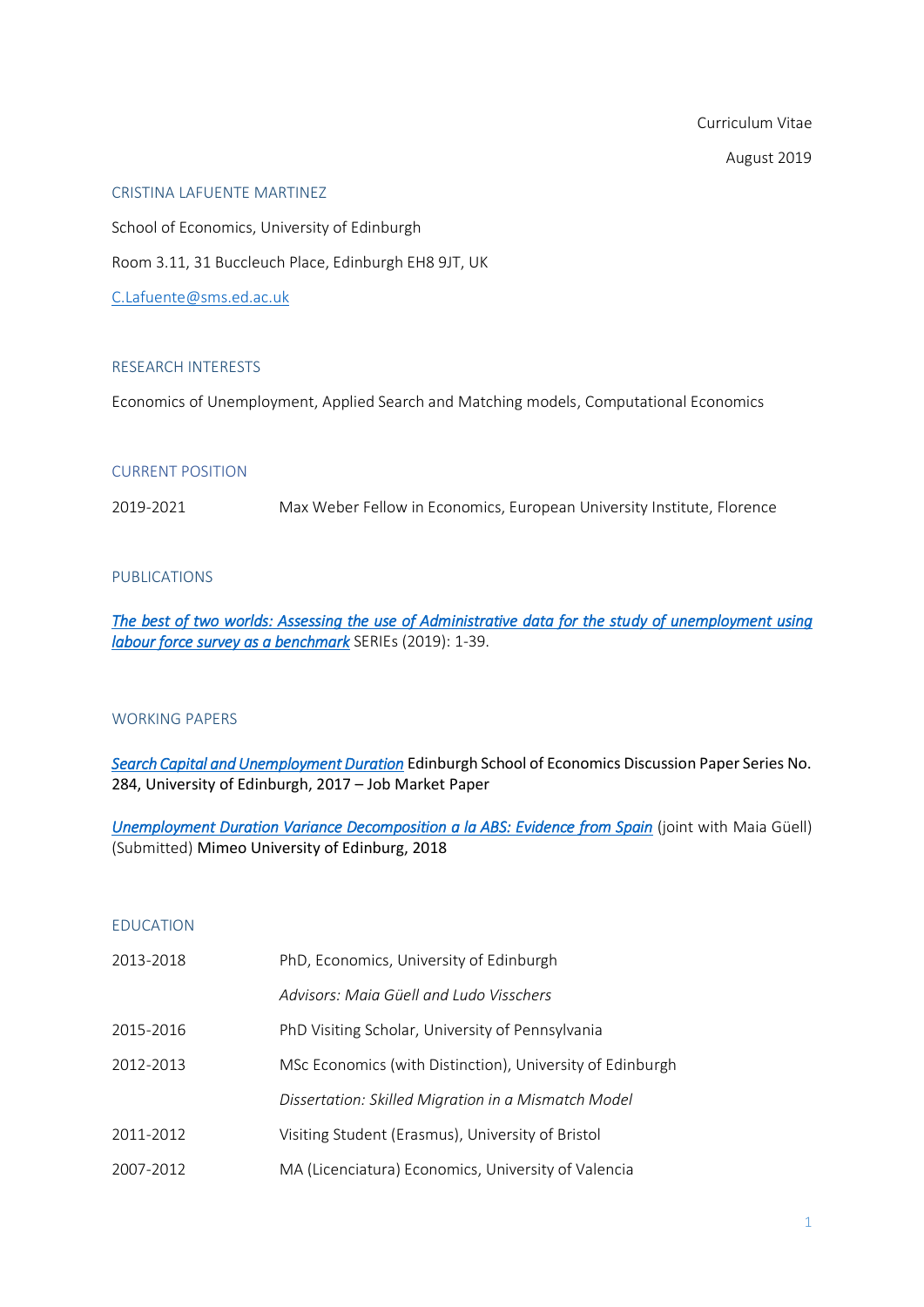Curriculum Vitae

August 2019

## CRISTINA LAFUENTE MARTINEZ

School of Economics, University of Edinburgh

Room 3.11, 31 Buccleuch Place, Edinburgh EH8 9JT, UK

C.Lafuente@sms.ed.ac.uk

### RESEARCH INTERESTS

Economics of Unemployment, Applied Search and Matching models, Computational Economics

### CURRENT POSITION

2019-2021 Max Weber Fellow in Economics, European University Institute, Florence

### PUBLICATIONS

*The best of two worlds: Assessing the use of Administrative data for the study of unemployment using labour force survey as a benchmark* SERIEs (2019): 1-39.

### WORKING PAPERS

*Search Capital and Unemployment Duration* Edinburgh School of Economics Discussion Paper Series No. 284, University of Edinburgh, 2017 – Job Market Paper

*Unemployment Duration Variance Decomposition a la ABS: Evidence from Spain* (joint with Maia Güell) (Submitted) Mimeo University of Edinburg, 2018

### EDUCATION

| | |
|---|---|
| 2013-2018 | PhD, Economics, University of Edinburgh |
| | *Advisors: Maia Güell and Ludo Visschers* |
| 2015-2016 | PhD Visiting Scholar, University of Pennsylvania |
| 2012-2013 | MSc Economics (with Distinction), University of Edinburgh |
| | *Dissertation: Skilled Migration in a Mismatch Model* |
| 2011-2012 | Visiting Student (Erasmus), University of Bristol |
| 2007-2012 | MA (Licenciatura) Economics, University of Valencia |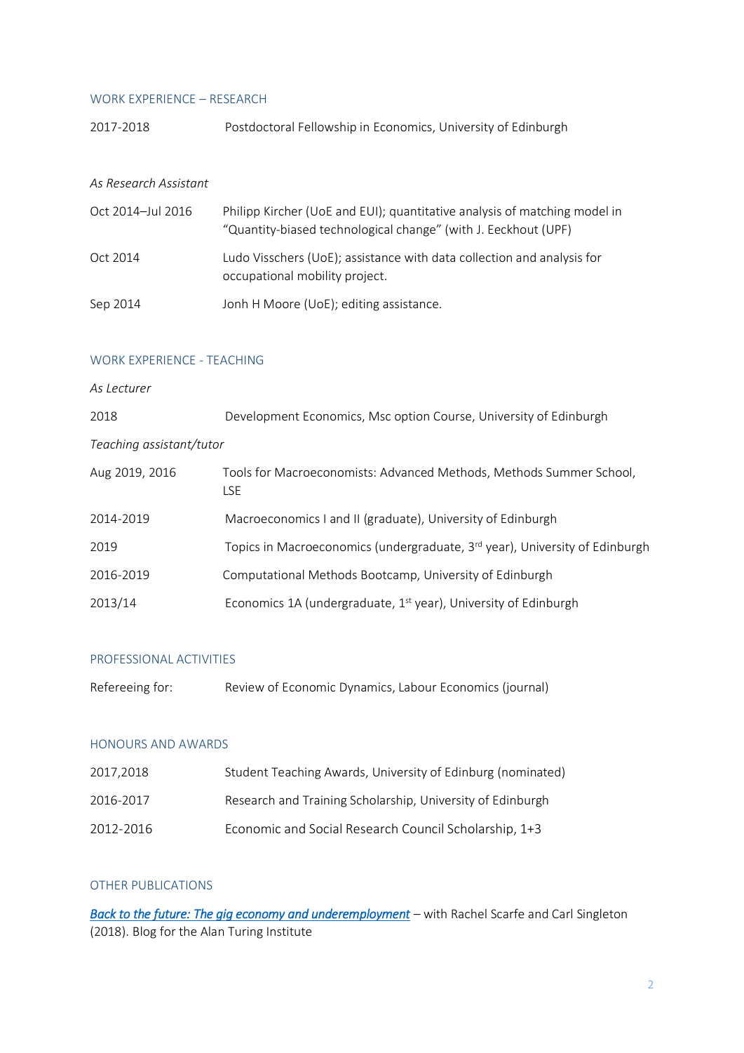## WORK EXPERIENCE – RESEARCH

| | |
|---|---|
| 2017-2018 | Postdoctoral Fellowship in Economics, University of Edinburgh |

*As Research Assistant*

| | |
|---|---|
| Oct 2014–Jul 2016 | Philipp Kircher (UoE and EUI); quantitative analysis of matching model in "Quantity-biased technological change" (with J. Eeckhout (UPF) |
| Oct 2014 | Ludo Visschers (UoE); assistance with data collection and analysis for occupational mobility project. |
| Sep 2014 | Jonh H Moore (UoE); editing assistance. |

## WORK EXPERIENCE - TEACHING

*As Lecturer*

| | |
|---|---|
| 2018 | Development Economics, Msc option Course, University of Edinburgh |

*Teaching assistant/tutor*

| | |
|---|---|
| Aug 2019, 2016 | Tools for Macroeconomists: Advanced Methods, Methods Summer School, LSE |
| 2014-2019 | Macroeconomics I and II (graduate), University of Edinburgh |
| 2019 | Topics in Macroeconomics (undergraduate, 3rd year), University of Edinburgh |
| 2016-2019 | Computational Methods Bootcamp, University of Edinburgh |
| 2013/14 | Economics 1A (undergraduate, 1st year), University of Edinburgh |

## PROFESSIONAL ACTIVITIES

| | |
|---|---|
| Refereeing for: | Review of Economic Dynamics, Labour Economics (journal) |

## HONOURS AND AWARDS

| | |
|---|---|
| 2017,2018 | Student Teaching Awards, University of Edinburg (nominated) |
| 2016-2017 | Research and Training Scholarship, University of Edinburgh |
| 2012-2016 | Economic and Social Research Council Scholarship, 1+3 |

## OTHER PUBLICATIONS

*Back to the future: The gig economy and underemployment* – with Rachel Scarfe and Carl Singleton (2018). Blog for the Alan Turing Institute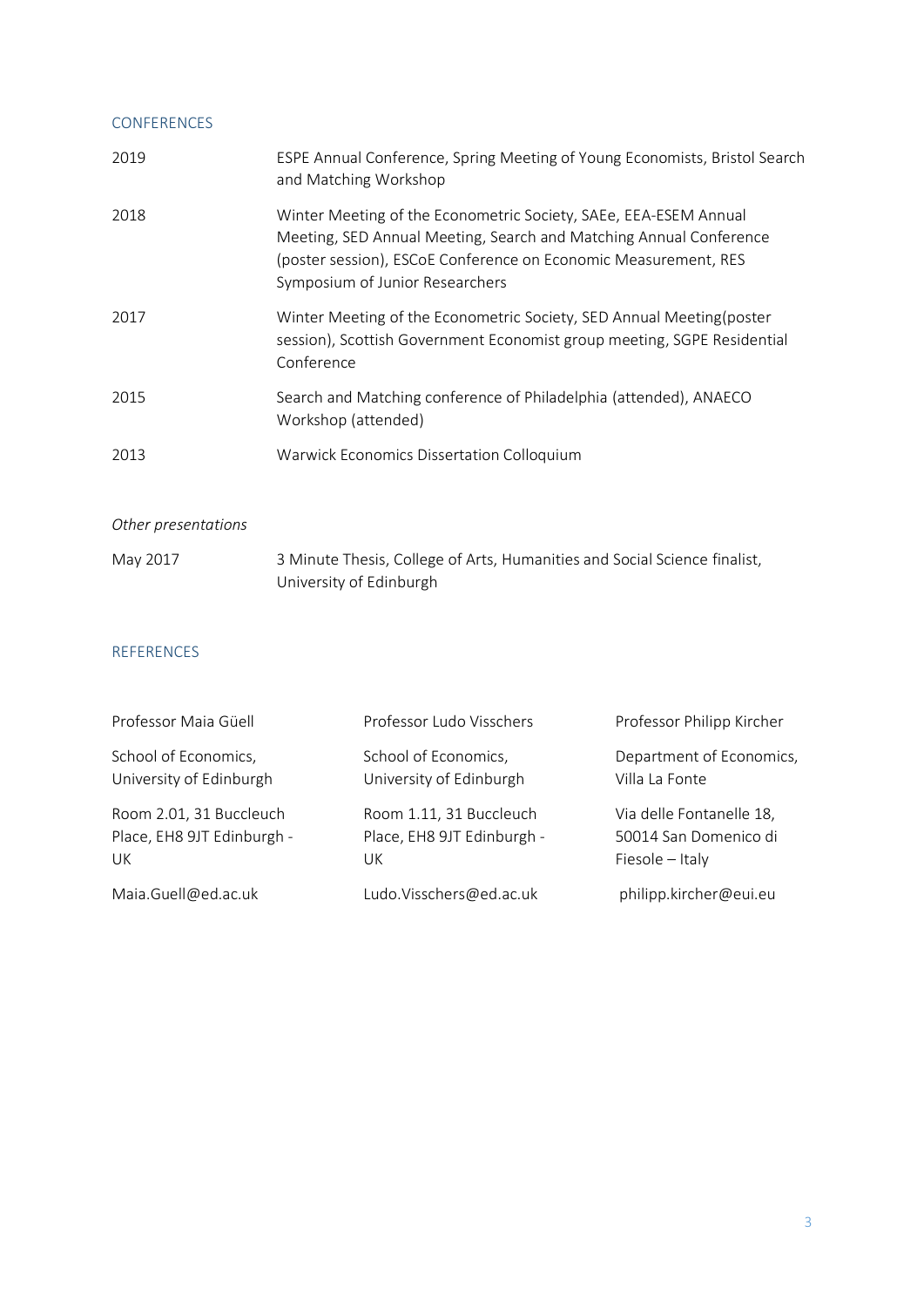## CONFERENCES

| | |
|---|---|
| 2019 | ESPE Annual Conference, Spring Meeting of Young Economists, Bristol Search and Matching Workshop |
| 2018 | Winter Meeting of the Econometric Society, SAEe, EEA-ESEM Annual Meeting, SED Annual Meeting, Search and Matching Annual Conference (poster session), ESCoE Conference on Economic Measurement, RES Symposium of Junior Researchers |
| 2017 | Winter Meeting of the Econometric Society, SED Annual Meeting(poster session), Scottish Government Economist group meeting, SGPE Residential Conference |
| 2015 | Search and Matching conference of Philadelphia (attended), ANAECO Workshop (attended) |
| 2013 | Warwick Economics Dissertation Colloquium |

*Other presentations*

| | |
|---|---|
| May 2017 | 3 Minute Thesis, College of Arts, Humanities and Social Science finalist, University of Edinburgh |

## REFERENCES

| | | |
|---|---|---|
| Professor Maia Güell | Professor Ludo Visschers | Professor Philipp Kircher |
| School of Economics, University of Edinburgh | School of Economics, University of Edinburgh | Department of Economics, Villa La Fonte |
| Room 2.01, 31 Buccleuch Place, EH8 9JT Edinburgh - UK | Room 1.11, 31 Buccleuch Place, EH8 9JT Edinburgh - UK | Via delle Fontanelle 18, 50014 San Domenico di Fiesole – Italy |
| Maia.Guell@ed.ac.uk | Ludo.Visschers@ed.ac.uk | philipp.kircher@eui.eu |